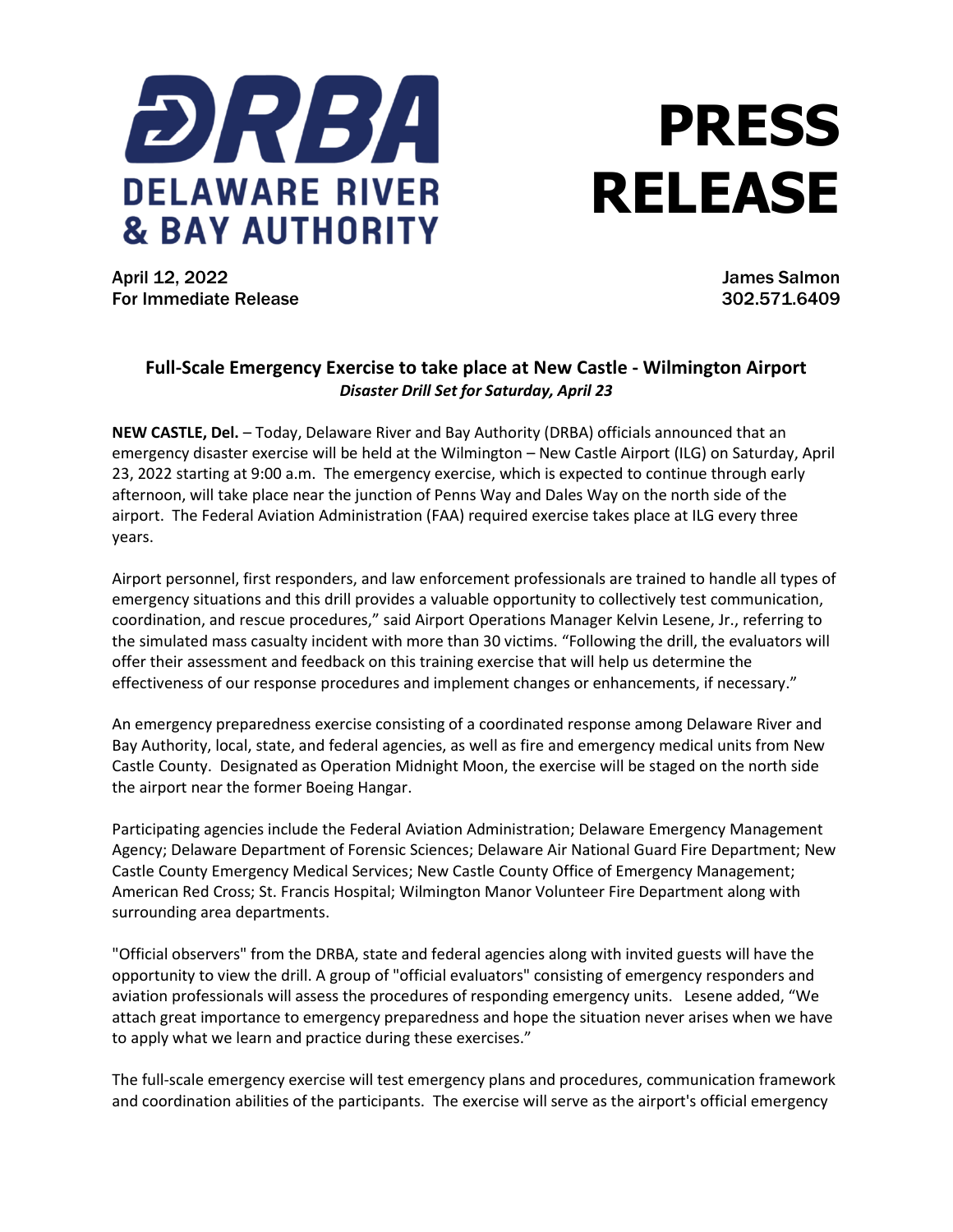**DRBA**
**DELAWARE RIVER & BAY AUTHORITY**

# PRESS RELEASE

April 12, 2022
For Immediate Release

James Salmon
302.571.6409

## Full-Scale Emergency Exercise to take place at New Castle - Wilmington Airport

***Disaster Drill Set for Saturday, April 23***

**NEW CASTLE, Del.** – Today, Delaware River and Bay Authority (DRBA) officials announced that an emergency disaster exercise will be held at the Wilmington – New Castle Airport (ILG) on Saturday, April 23, 2022 starting at 9:00 a.m. The emergency exercise, which is expected to continue through early afternoon, will take place near the junction of Penns Way and Dales Way on the north side of the airport. The Federal Aviation Administration (FAA) required exercise takes place at ILG every three years.

Airport personnel, first responders, and law enforcement professionals are trained to handle all types of emergency situations and this drill provides a valuable opportunity to collectively test communication, coordination, and rescue procedures," said Airport Operations Manager Kelvin Lesene, Jr., referring to the simulated mass casualty incident with more than 30 victims. "Following the drill, the evaluators will offer their assessment and feedback on this training exercise that will help us determine the effectiveness of our response procedures and implement changes or enhancements, if necessary."

An emergency preparedness exercise consisting of a coordinated response among Delaware River and Bay Authority, local, state, and federal agencies, as well as fire and emergency medical units from New Castle County. Designated as Operation Midnight Moon, the exercise will be staged on the north side the airport near the former Boeing Hangar.

Participating agencies include the Federal Aviation Administration; Delaware Emergency Management Agency; Delaware Department of Forensic Sciences; Delaware Air National Guard Fire Department; New Castle County Emergency Medical Services; New Castle County Office of Emergency Management; American Red Cross; St. Francis Hospital; Wilmington Manor Volunteer Fire Department along with surrounding area departments.

"Official observers" from the DRBA, state and federal agencies along with invited guests will have the opportunity to view the drill. A group of "official evaluators" consisting of emergency responders and aviation professionals will assess the procedures of responding emergency units. Lesene added, "We attach great importance to emergency preparedness and hope the situation never arises when we have to apply what we learn and practice during these exercises."

The full-scale emergency exercise will test emergency plans and procedures, communication framework and coordination abilities of the participants. The exercise will serve as the airport's official emergency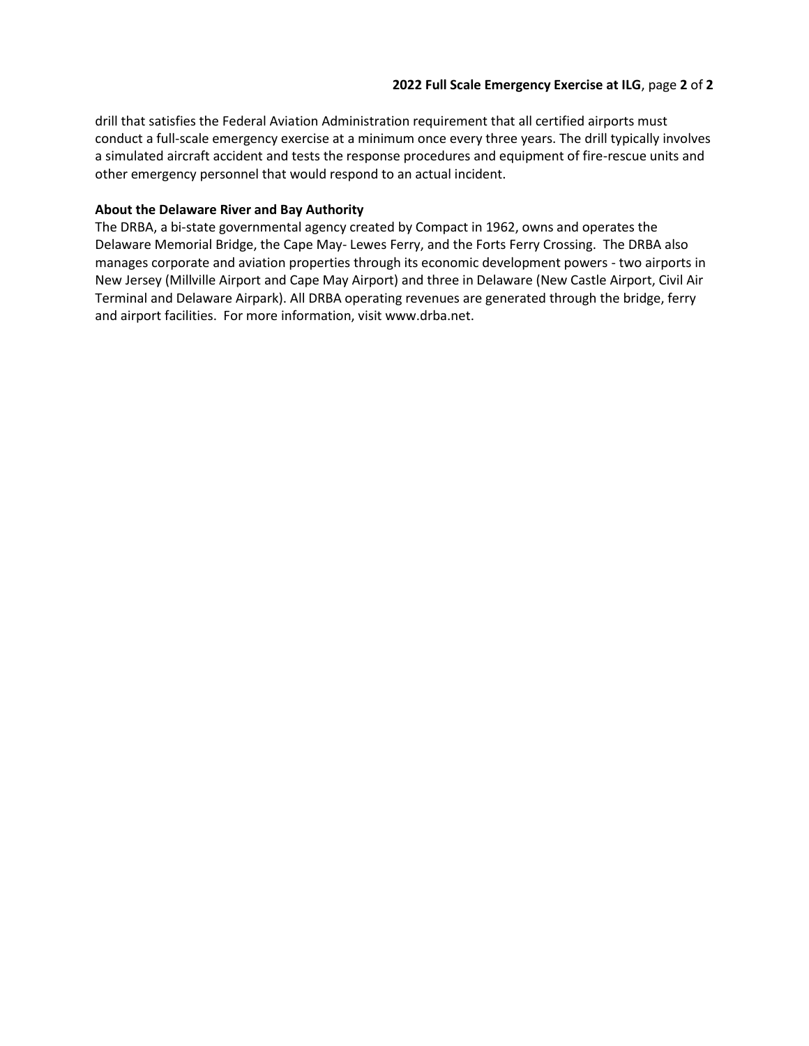drill that satisfies the Federal Aviation Administration requirement that all certified airports must conduct a full-scale emergency exercise at a minimum once every three years. The drill typically involves a simulated aircraft accident and tests the response procedures and equipment of fire-rescue units and other emergency personnel that would respond to an actual incident.

**About the Delaware River and Bay Authority**

The DRBA, a bi-state governmental agency created by Compact in 1962, owns and operates the Delaware Memorial Bridge, the Cape May- Lewes Ferry, and the Forts Ferry Crossing. The DRBA also manages corporate and aviation properties through its economic development powers - two airports in New Jersey (Millville Airport and Cape May Airport) and three in Delaware (New Castle Airport, Civil Air Terminal and Delaware Airpark). All DRBA operating revenues are generated through the bridge, ferry and airport facilities. For more information, visit www.drba.net.